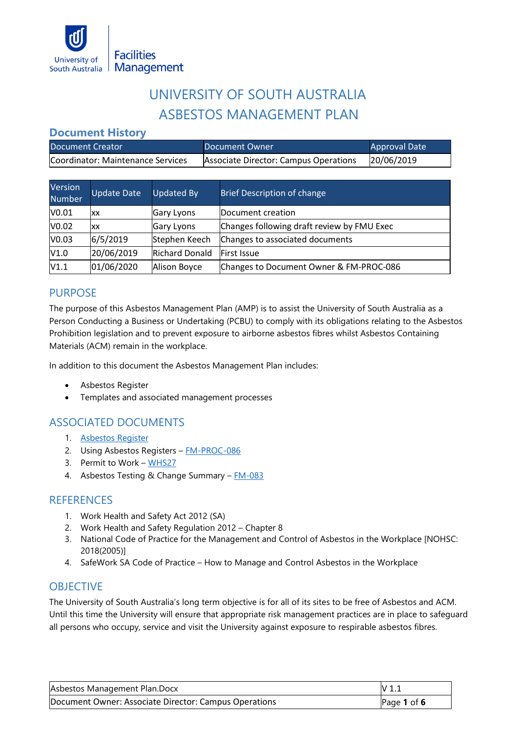University of South Australia | Facilities Management

# UNIVERSITY OF SOUTH AUSTRALIA ASBESTOS MANAGEMENT PLAN

## Document History

| Document Creator | Document Owner | Approval Date |
|---|---|---|
| Coordinator: Maintenance Services | Associate Director: Campus Operations | 20/06/2019 |

| Version Number | Update Date | Updated By | Brief Description of change |
|---|---|---|---|
| V0.01 | xx | Gary Lyons | Document creation |
| V0.02 | xx | Gary Lyons | Changes following draft review by FMU Exec |
| V0.03 | 6/5/2019 | Stephen Keech | Changes to associated documents |
| V1.0 | 20/06/2019 | Richard Donald | First Issue |
| V1.1 | 01/06/2020 | Alison Boyce | Changes to Document Owner & FM-PROC-086 |

## PURPOSE

The purpose of this Asbestos Management Plan (AMP) is to assist the University of South Australia as a Person Conducting a Business or Undertaking (PCBU) to comply with its obligations relating to the Asbestos Prohibition legislation and to prevent exposure to airborne asbestos fibres whilst Asbestos Containing Materials (ACM) remain in the workplace.

In addition to this document the Asbestos Management Plan includes:

- Asbestos Register
- Templates and associated management processes

## ASSOCIATED DOCUMENTS

1. Asbestos Register
2. Using Asbestos Registers – FM-PROC-086
3. Permit to Work – WHS27
4. Asbestos Testing & Change Summary – FM-083

## REFERENCES

1. Work Health and Safety Act 2012 (SA)
2. Work Health and Safety Regulation 2012 – Chapter 8
3. National Code of Practice for the Management and Control of Asbestos in the Workplace [NOHSC: 2018(2005)]
4. SafeWork SA Code of Practice – How to Manage and Control Asbestos in the Workplace

## OBJECTIVE

The University of South Australia's long term objective is for all of its sites to be free of Asbestos and ACM. Until this time the University will ensure that appropriate risk management practices are in place to safeguard all persons who occupy, service and visit the University against exposure to respirable asbestos fibres.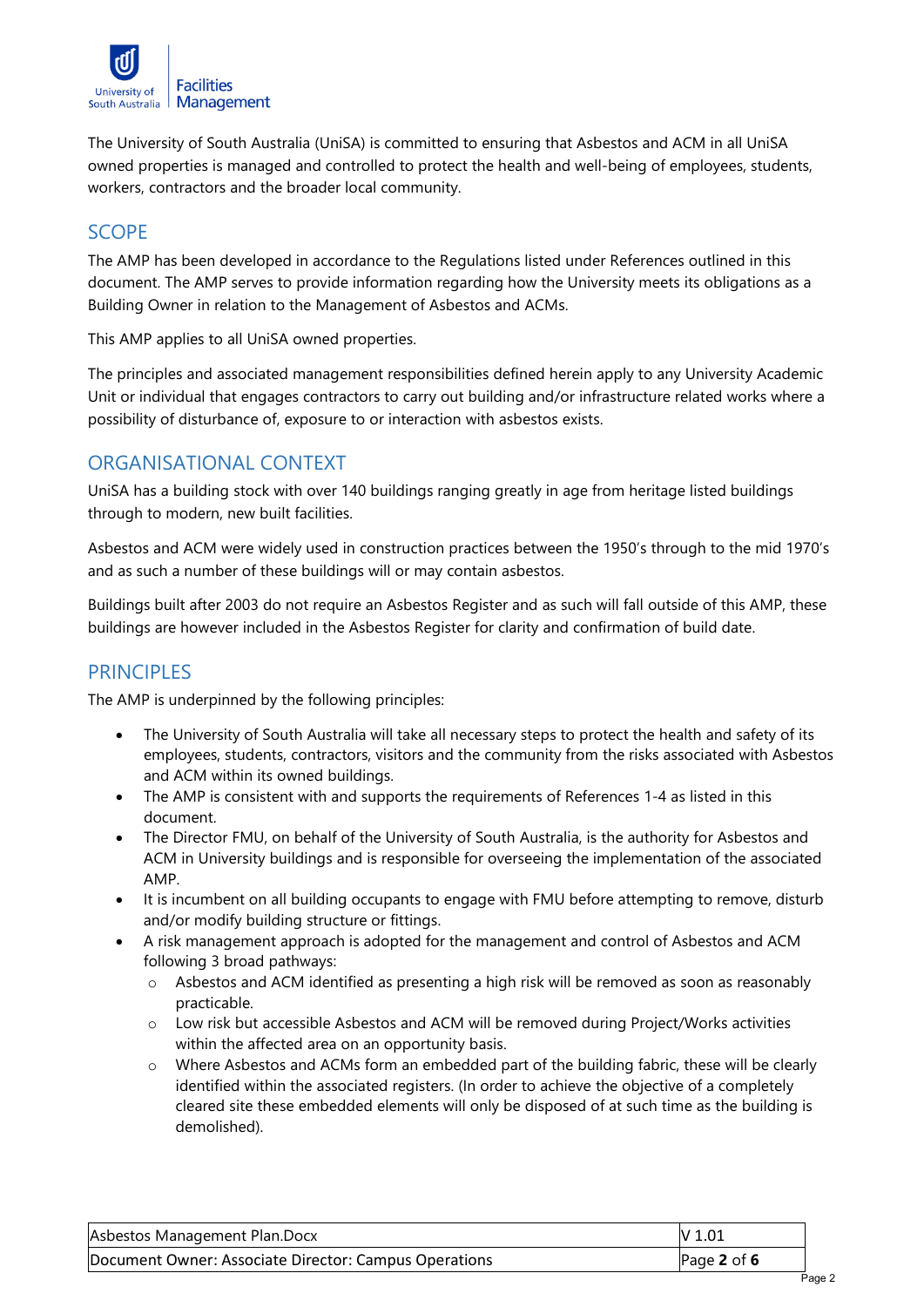The University of South Australia (UniSA) is committed to ensuring that Asbestos and ACM in all UniSA owned properties is managed and controlled to protect the health and well-being of employees, students, workers, contractors and the broader local community.

## SCOPE

The AMP has been developed in accordance to the Regulations listed under References outlined in this document. The AMP serves to provide information regarding how the University meets its obligations as a Building Owner in relation to the Management of Asbestos and ACMs.

This AMP applies to all UniSA owned properties.

The principles and associated management responsibilities defined herein apply to any University Academic Unit or individual that engages contractors to carry out building and/or infrastructure related works where a possibility of disturbance of, exposure to or interaction with asbestos exists.

## ORGANISATIONAL CONTEXT

UniSA has a building stock with over 140 buildings ranging greatly in age from heritage listed buildings through to modern, new built facilities.

Asbestos and ACM were widely used in construction practices between the 1950's through to the mid 1970's and as such a number of these buildings will or may contain asbestos.

Buildings built after 2003 do not require an Asbestos Register and as such will fall outside of this AMP, these buildings are however included in the Asbestos Register for clarity and confirmation of build date.

## PRINCIPLES

The AMP is underpinned by the following principles:

- The University of South Australia will take all necessary steps to protect the health and safety of its employees, students, contractors, visitors and the community from the risks associated with Asbestos and ACM within its owned buildings.
- The AMP is consistent with and supports the requirements of References 1-4 as listed in this document.
- The Director FMU, on behalf of the University of South Australia, is the authority for Asbestos and ACM in University buildings and is responsible for overseeing the implementation of the associated AMP.
- It is incumbent on all building occupants to engage with FMU before attempting to remove, disturb and/or modify building structure or fittings.
- A risk management approach is adopted for the management and control of Asbestos and ACM following 3 broad pathways:
  - Asbestos and ACM identified as presenting a high risk will be removed as soon as reasonably practicable.
  - Low risk but accessible Asbestos and ACM will be removed during Project/Works activities within the affected area on an opportunity basis.
  - Where Asbestos and ACMs form an embedded part of the building fabric, these will be clearly identified within the associated registers. (In order to achieve the objective of a completely cleared site these embedded elements will only be disposed of at such time as the building is demolished).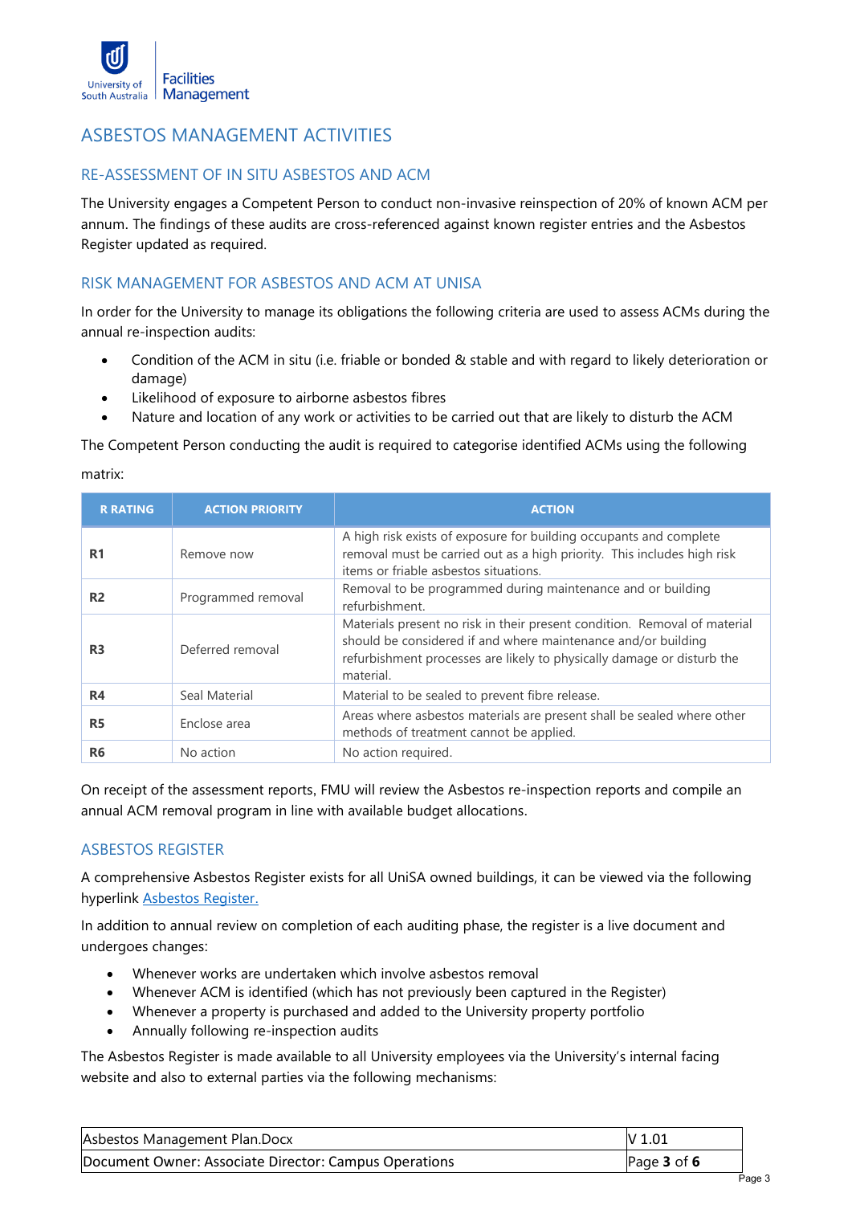# ASBESTOS MANAGEMENT ACTIVITIES

## RE-ASSESSMENT OF IN SITU ASBESTOS AND ACM

The University engages a Competent Person to conduct non-invasive reinspection of 20% of known ACM per annum. The findings of these audits are cross-referenced against known register entries and the Asbestos Register updated as required.

## RISK MANAGEMENT FOR ASBESTOS AND ACM AT UNISA

In order for the University to manage its obligations the following criteria are used to assess ACMs during the annual re-inspection audits:

- Condition of the ACM in situ (i.e. friable or bonded & stable and with regard to likely deterioration or damage)
- Likelihood of exposure to airborne asbestos fibres
- Nature and location of any work or activities to be carried out that are likely to disturb the ACM

The Competent Person conducting the audit is required to categorise identified ACMs using the following matrix:

| R RATING | ACTION PRIORITY | ACTION |
|---|---|---|
| **R1** | Remove now | A high risk exists of exposure for building occupants and complete removal must be carried out as a high priority. This includes high risk items or friable asbestos situations. |
| **R2** | Programmed removal | Removal to be programmed during maintenance and or building refurbishment. |
| **R3** | Deferred removal | Materials present no risk in their present condition. Removal of material should be considered if and where maintenance and/or building refurbishment processes are likely to physically damage or disturb the material. |
| **R4** | Seal Material | Material to be sealed to prevent fibre release. |
| **R5** | Enclose area | Areas where asbestos materials are present shall be sealed where other methods of treatment cannot be applied. |
| **R6** | No action | No action required. |

On receipt of the assessment reports, FMU will review the Asbestos re-inspection reports and compile an annual ACM removal program in line with available budget allocations.

## ASBESTOS REGISTER

A comprehensive Asbestos Register exists for all UniSA owned buildings, it can be viewed via the following hyperlink Asbestos Register.

In addition to annual review on completion of each auditing phase, the register is a live document and undergoes changes:

- Whenever works are undertaken which involve asbestos removal
- Whenever ACM is identified (which has not previously been captured in the Register)
- Whenever a property is purchased and added to the University property portfolio
- Annually following re-inspection audits

The Asbestos Register is made available to all University employees via the University's internal facing website and also to external parties via the following mechanisms: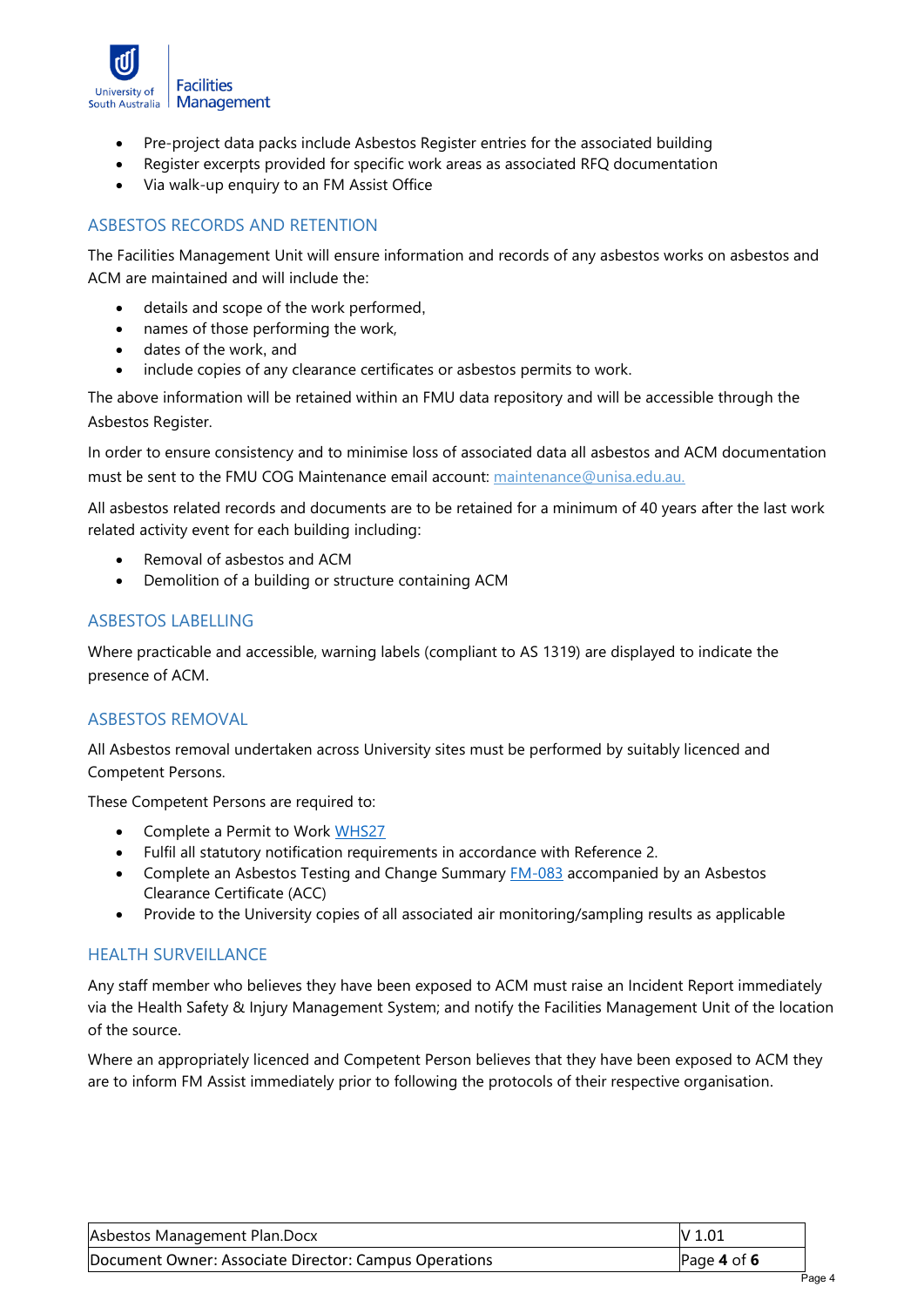- Pre-project data packs include Asbestos Register entries for the associated building
- Register excerpts provided for specific work areas as associated RFQ documentation
- Via walk-up enquiry to an FM Assist Office

## ASBESTOS RECORDS AND RETENTION

The Facilities Management Unit will ensure information and records of any asbestos works on asbestos and ACM are maintained and will include the:

- details and scope of the work performed,
- names of those performing the work,
- dates of the work, and
- include copies of any clearance certificates or asbestos permits to work.

The above information will be retained within an FMU data repository and will be accessible through the Asbestos Register.

In order to ensure consistency and to minimise loss of associated data all asbestos and ACM documentation must be sent to the FMU COG Maintenance email account: maintenance@unisa.edu.au.

All asbestos related records and documents are to be retained for a minimum of 40 years after the last work related activity event for each building including:

- Removal of asbestos and ACM
- Demolition of a building or structure containing ACM

## ASBESTOS LABELLING

Where practicable and accessible, warning labels (compliant to AS 1319) are displayed to indicate the presence of ACM.

## ASBESTOS REMOVAL

All Asbestos removal undertaken across University sites must be performed by suitably licenced and Competent Persons.

These Competent Persons are required to:

- Complete a Permit to Work WHS27
- Fulfil all statutory notification requirements in accordance with Reference 2.
- Complete an Asbestos Testing and Change Summary FM-083 accompanied by an Asbestos Clearance Certificate (ACC)
- Provide to the University copies of all associated air monitoring/sampling results as applicable

## HEALTH SURVEILLANCE

Any staff member who believes they have been exposed to ACM must raise an Incident Report immediately via the Health Safety & Injury Management System; and notify the Facilities Management Unit of the location of the source.

Where an appropriately licenced and Competent Person believes that they have been exposed to ACM they are to inform FM Assist immediately prior to following the protocols of their respective organisation.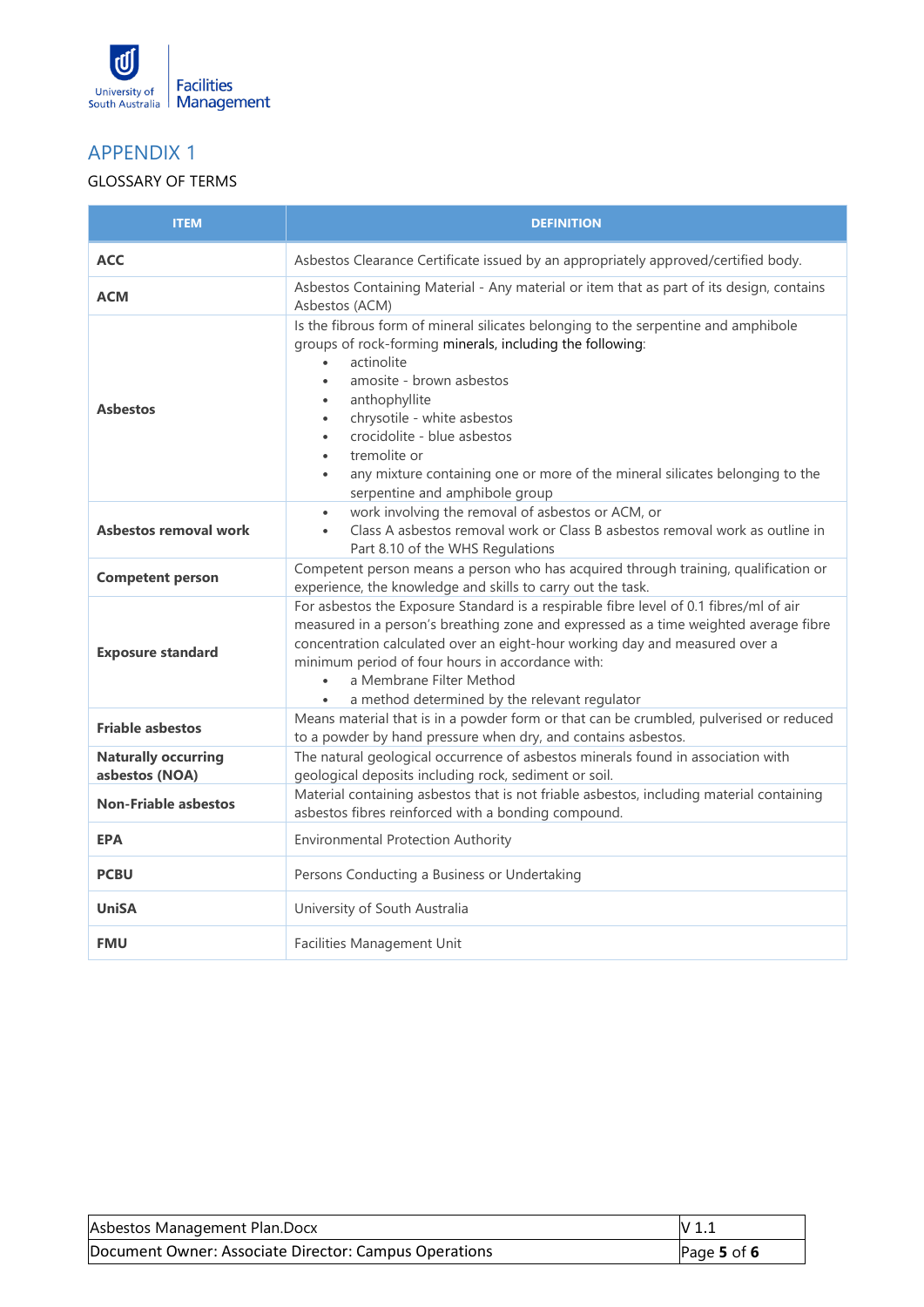# APPENDIX 1

GLOSSARY OF TERMS

| ITEM | DEFINITION |
|---|---|
| **ACC** | Asbestos Clearance Certificate issued by an appropriately approved/certified body. |
| **ACM** | Asbestos Containing Material - Any material or item that as part of its design, contains Asbestos (ACM) |
| **Asbestos** | Is the fibrous form of mineral silicates belonging to the serpentine and amphibole groups of rock-forming minerals, including the following:<br>• actinolite<br>• amosite - brown asbestos<br>• anthophyllite<br>• chrysotile - white asbestos<br>• crocidolite - blue asbestos<br>• tremolite or<br>• any mixture containing one or more of the mineral silicates belonging to the serpentine and amphibole group |
| **Asbestos removal work** | • work involving the removal of asbestos or ACM, or<br>• Class A asbestos removal work or Class B asbestos removal work as outline in Part 8.10 of the WHS Regulations |
| **Competent person** | Competent person means a person who has acquired through training, qualification or experience, the knowledge and skills to carry out the task. |
| **Exposure standard** | For asbestos the Exposure Standard is a respirable fibre level of 0.1 fibres/ml of air measured in a person's breathing zone and expressed as a time weighted average fibre concentration calculated over an eight-hour working day and measured over a minimum period of four hours in accordance with:<br>• a Membrane Filter Method<br>• a method determined by the relevant regulator |
| **Friable asbestos** | Means material that is in a powder form or that can be crumbled, pulverised or reduced to a powder by hand pressure when dry, and contains asbestos. |
| **Naturally occurring asbestos (NOA)** | The natural geological occurrence of asbestos minerals found in association with geological deposits including rock, sediment or soil. |
| **Non-Friable asbestos** | Material containing asbestos that is not friable asbestos, including material containing asbestos fibres reinforced with a bonding compound. |
| **EPA** | Environmental Protection Authority |
| **PCBU** | Persons Conducting a Business or Undertaking |
| **UniSA** | University of South Australia |
| **FMU** | Facilities Management Unit |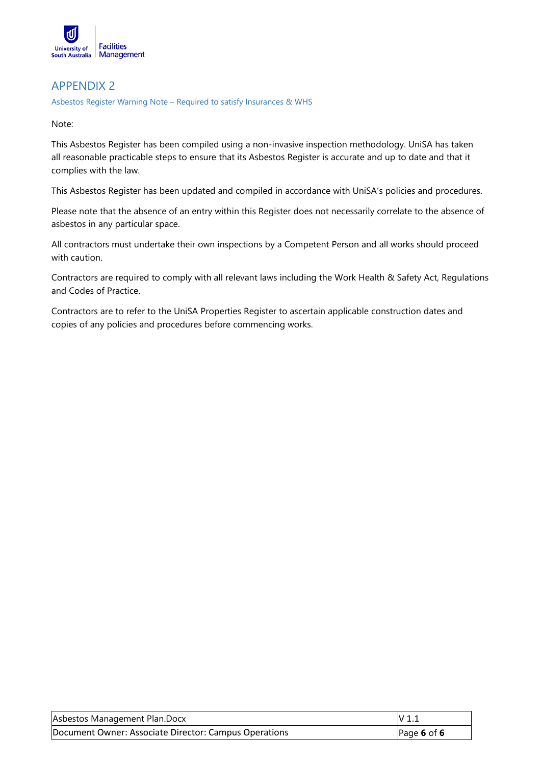# APPENDIX 2

Asbestos Register Warning Note – Required to satisfy Insurances & WHS

Note:

This Asbestos Register has been compiled using a non-invasive inspection methodology. UniSA has taken all reasonable practicable steps to ensure that its Asbestos Register is accurate and up to date and that it complies with the law.

This Asbestos Register has been updated and compiled in accordance with UniSA's policies and procedures.

Please note that the absence of an entry within this Register does not necessarily correlate to the absence of asbestos in any particular space.

All contractors must undertake their own inspections by a Competent Person and all works should proceed with caution.

Contractors are required to comply with all relevant laws including the Work Health & Safety Act, Regulations and Codes of Practice.

Contractors are to refer to the UniSA Properties Register to ascertain applicable construction dates and copies of any policies and procedures before commencing works.